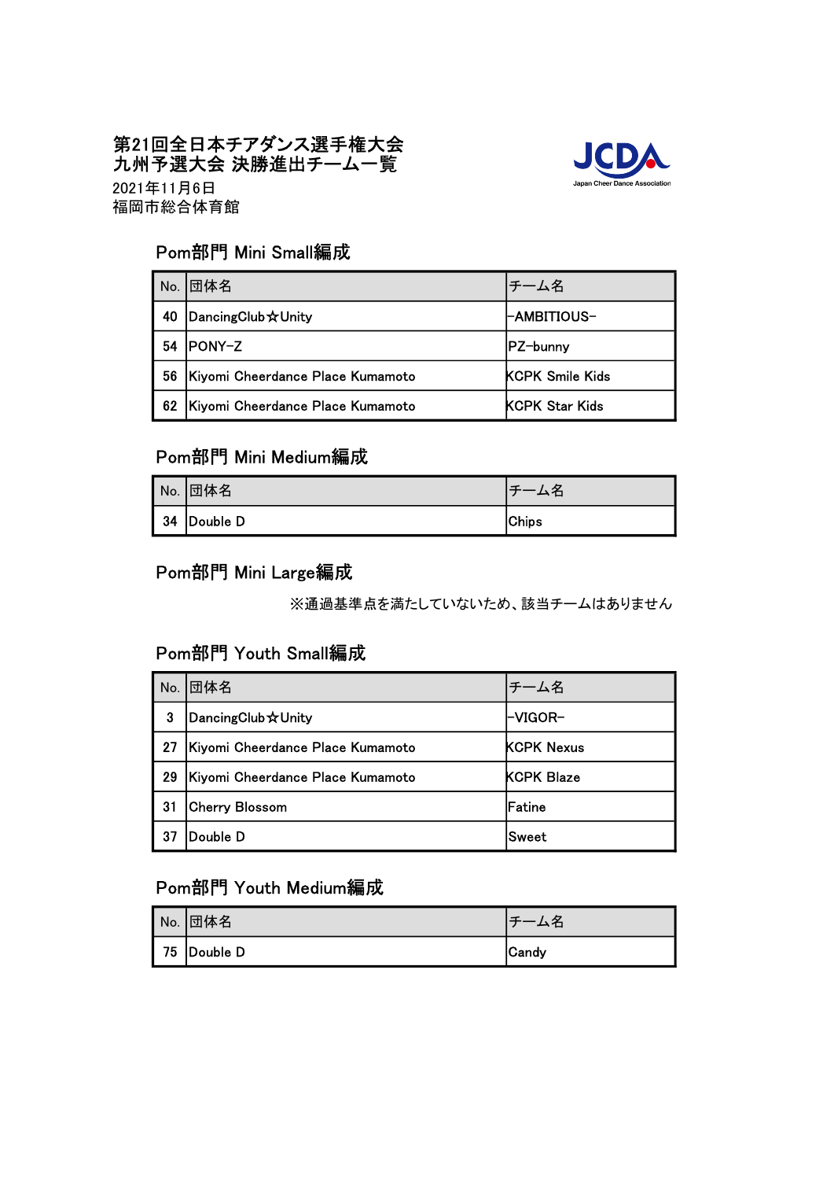# 第21回全日本チアダンス選手権大会
# 九州予選大会 決勝進出チーム一覧

2021年11月6日
福岡市総合体育館

JCDA
Japan Cheer Dance Association

## Pom部門 Mini Small編成

| No. | 団体名 | チーム名 |
|---|---|---|
| 40 | DancingClub☆Unity | -AMBITIOUS- |
| 54 | PONY-Z | PZ-bunny |
| 56 | Kiyomi Cheerdance Place Kumamoto | KCPK Smile Kids |
| 62 | Kiyomi Cheerdance Place Kumamoto | KCPK Star Kids |

## Pom部門 Mini Medium編成

| No. | 団体名 | チーム名 |
|---|---|---|
| 34 | Double D | Chips |

## Pom部門 Mini Large編成

※通過基準点を満たしていないため、該当チームはありません

## Pom部門 Youth Small編成

| No. | 団体名 | チーム名 |
|---|---|---|
| 3 | DancingClub☆Unity | -VIGOR- |
| 27 | Kiyomi Cheerdance Place Kumamoto | KCPK Nexus |
| 29 | Kiyomi Cheerdance Place Kumamoto | KCPK Blaze |
| 31 | Cherry Blossom | Fatine |
| 37 | Double D | Sweet |

## Pom部門 Youth Medium編成

| No. | 団体名 | チーム名 |
|---|---|---|
| 75 | Double D | Candy |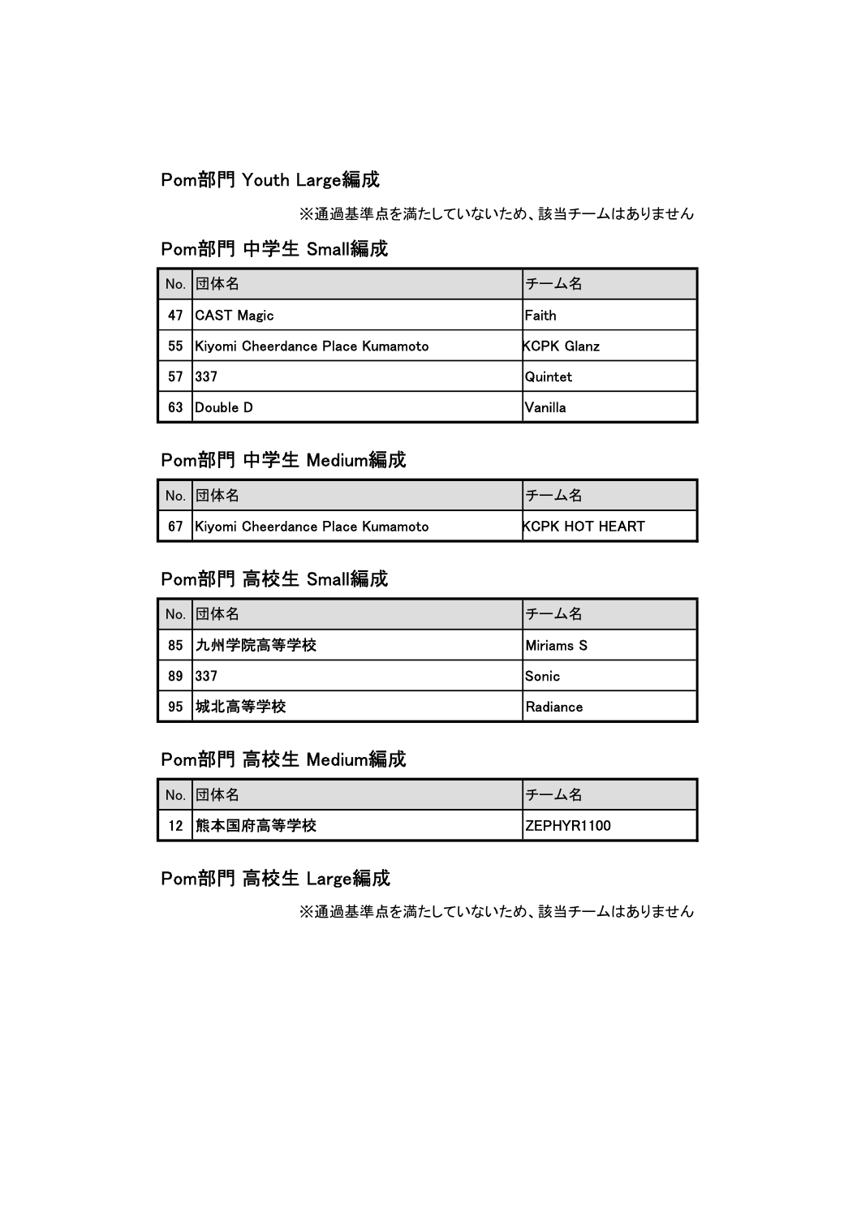## Pom部門 Youth Large編成

※通過基準点を満たしていないため、該当チームはありません

## Pom部門 中学生 Small編成

| No. | 団体名 | チーム名 |
|---|---|---|
| 47 | CAST Magic | Faith |
| 55 | Kiyomi Cheerdance Place Kumamoto | KCPK Glanz |
| 57 | 337 | Quintet |
| 63 | Double D | Vanilla |

## Pom部門 中学生 Medium編成

| No. | 団体名 | チーム名 |
|---|---|---|
| 67 | Kiyomi Cheerdance Place Kumamoto | KCPK HOT HEART |

## Pom部門 高校生 Small編成

| No. | 団体名 | チーム名 |
|---|---|---|
| 85 | 九州学院高等学校 | Miriams S |
| 89 | 337 | Sonic |
| 95 | 城北高等学校 | Radiance |

## Pom部門 高校生 Medium編成

| No. | 団体名 | チーム名 |
|---|---|---|
| 12 | 熊本国府高等学校 | ZEPHYR1100 |

## Pom部門 高校生 Large編成

※通過基準点を満たしていないため、該当チームはありません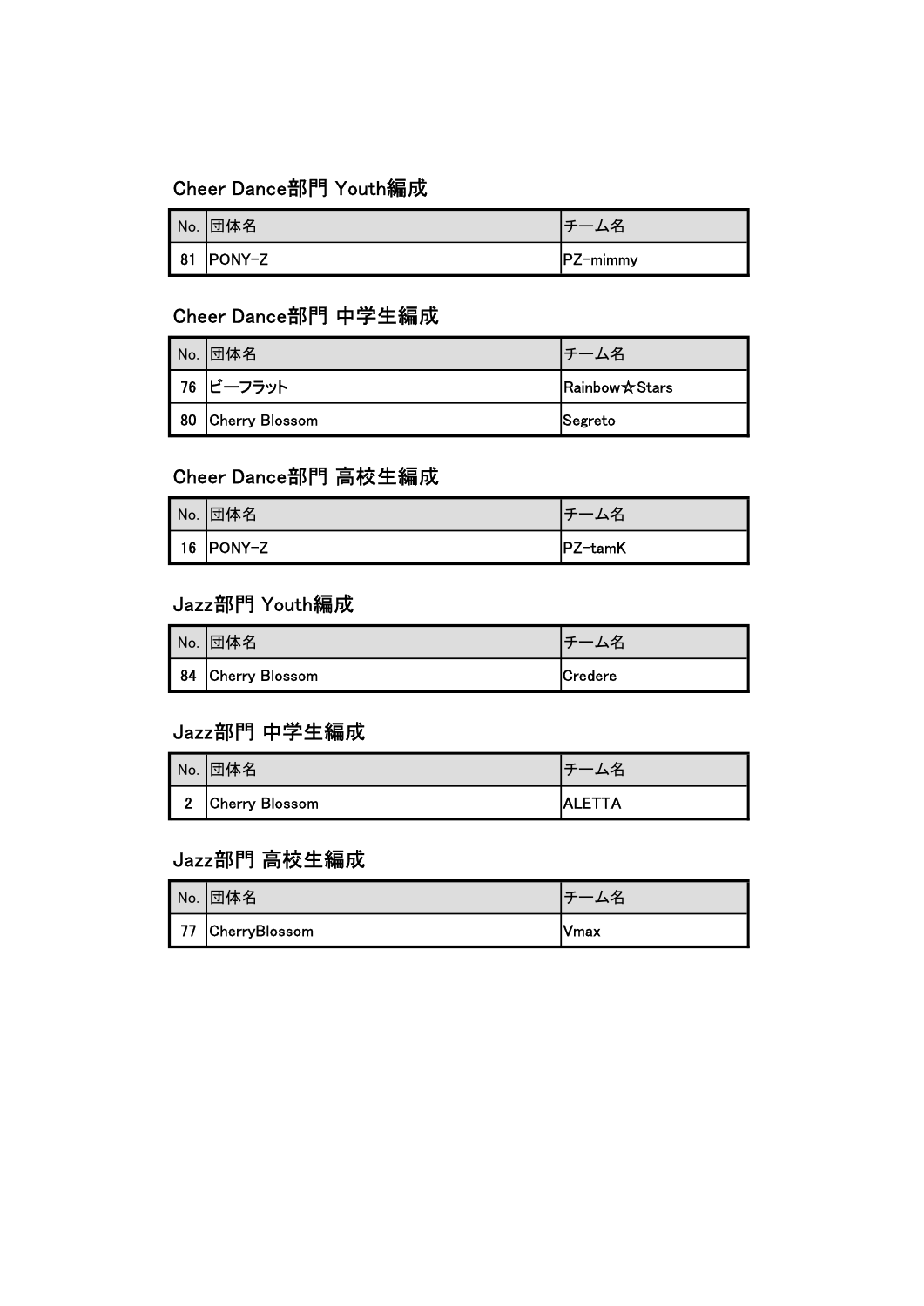## Cheer Dance部門 Youth編成

| No. | 団体名 | チーム名 |
| --- | --- | --- |
| 81 | PONY-Z | PZ-mimmy |

## Cheer Dance部門 中学生編成

| No. | 団体名 | チーム名 |
| --- | --- | --- |
| 76 | ビーフラット | Rainbow☆Stars |
| 80 | Cherry Blossom | Segreto |

## Cheer Dance部門 高校生編成

| No. | 団体名 | チーム名 |
| --- | --- | --- |
| 16 | PONY-Z | PZ-tamK |

## Jazz部門 Youth編成

| No. | 団体名 | チーム名 |
| --- | --- | --- |
| 84 | Cherry Blossom | Credere |

## Jazz部門 中学生編成

| No. | 団体名 | チーム名 |
| --- | --- | --- |
| 2 | Cherry Blossom | ALETTA |

## Jazz部門 高校生編成

| No. | 団体名 | チーム名 |
| --- | --- | --- |
| 77 | CherryBlossom | Vmax |